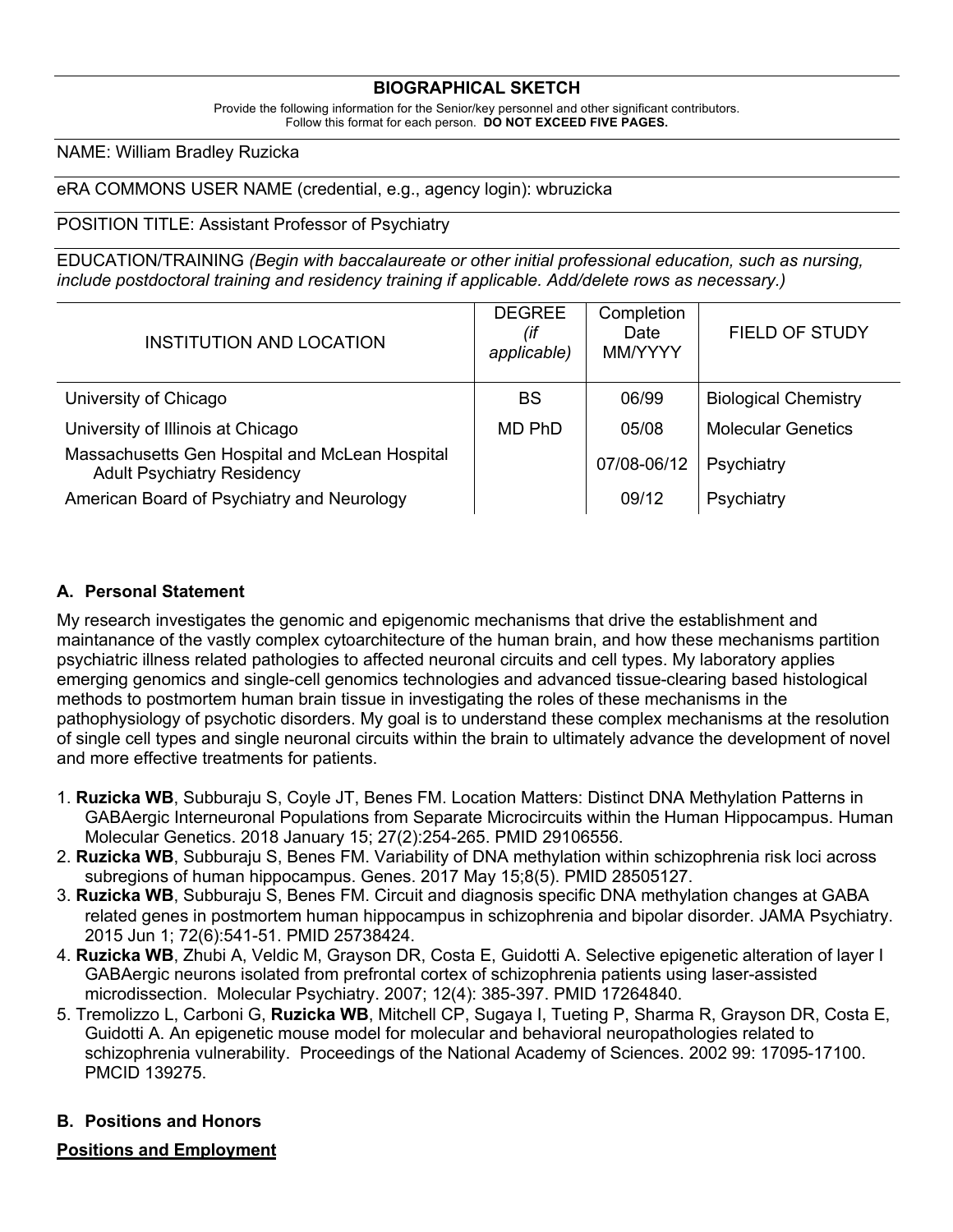## BIOGRAPHICAL SKETCH

Provide the following information for the Senior/key personnel and other significant contributors.
Follow this format for each person. **DO NOT EXCEED FIVE PAGES.**

NAME: William Bradley Ruzicka

eRA COMMONS USER NAME (credential, e.g., agency login): wbruzicka

POSITION TITLE: Assistant Professor of Psychiatry

EDUCATION/TRAINING *(Begin with baccalaureate or other initial professional education, such as nursing, include postdoctoral training and residency training if applicable. Add/delete rows as necessary.)*

| INSTITUTION AND LOCATION | DEGREE *(if applicable)* | Completion Date MM/YYYY | FIELD OF STUDY |
|---|---|---|---|
| University of Chicago | BS | 06/99 | Biological Chemistry |
| University of Illinois at Chicago | MD PhD | 05/08 | Molecular Genetics |
| Massachusetts Gen Hospital and McLean Hospital Adult Psychiatry Residency | | 07/08-06/12 | Psychiatry |
| American Board of Psychiatry and Neurology | | 09/12 | Psychiatry |

### A. Personal Statement

My research investigates the genomic and epigenomic mechanisms that drive the establishment and maintanance of the vastly complex cytoarchitecture of the human brain, and how these mechanisms partition psychiatric illness related pathologies to affected neuronal circuits and cell types. My laboratory applies emerging genomics and single-cell genomics technologies and advanced tissue-clearing based histological methods to postmortem human brain tissue in investigating the roles of these mechanisms in the pathophysiology of psychotic disorders. My goal is to understand these complex mechanisms at the resolution of single cell types and single neuronal circuits within the brain to ultimately advance the development of novel and more effective treatments for patients.

1. **Ruzicka WB**, Subburaju S, Coyle JT, Benes FM. Location Matters: Distinct DNA Methylation Patterns in GABAergic Interneuronal Populations from Separate Microcircuits within the Human Hippocampus. Human Molecular Genetics. 2018 January 15; 27(2):254-265. PMID 29106556.
2. **Ruzicka WB**, Subburaju S, Benes FM. Variability of DNA methylation within schizophrenia risk loci across subregions of human hippocampus. Genes. 2017 May 15;8(5). PMID 28505127.
3. **Ruzicka WB**, Subburaju S, Benes FM. Circuit and diagnosis specific DNA methylation changes at GABA related genes in postmortem human hippocampus in schizophrenia and bipolar disorder. JAMA Psychiatry. 2015 Jun 1; 72(6):541-51. PMID 25738424.
4. **Ruzicka WB**, Zhubi A, Veldic M, Grayson DR, Costa E, Guidotti A. Selective epigenetic alteration of layer I GABAergic neurons isolated from prefrontal cortex of schizophrenia patients using laser-assisted microdissection. Molecular Psychiatry. 2007; 12(4): 385-397. PMID 17264840.
5. Tremolizzo L, Carboni G, **Ruzicka WB**, Mitchell CP, Sugaya I, Tueting P, Sharma R, Grayson DR, Costa E, Guidotti A. An epigenetic mouse model for molecular and behavioral neuropathologies related to schizophrenia vulnerability. Proceedings of the National Academy of Sciences. 2002 99: 17095-17100. PMCID 139275.

### B. Positions and Honors

**Positions and Employment**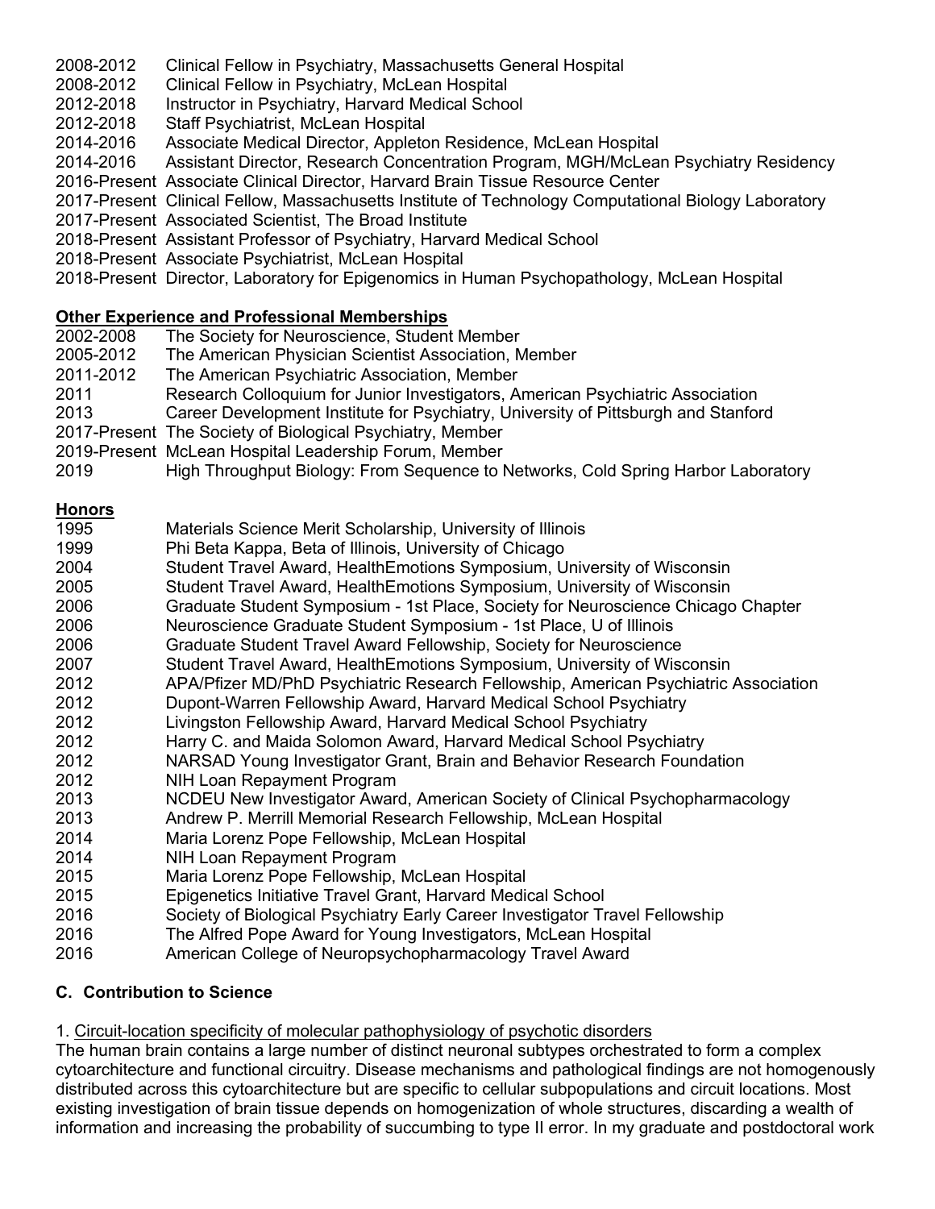2008-2012 Clinical Fellow in Psychiatry, Massachusetts General Hospital
2008-2012 Clinical Fellow in Psychiatry, McLean Hospital
2012-2018 Instructor in Psychiatry, Harvard Medical School
2012-2018 Staff Psychiatrist, McLean Hospital
2014-2016 Associate Medical Director, Appleton Residence, McLean Hospital
2014-2016 Assistant Director, Research Concentration Program, MGH/McLean Psychiatry Residency
2016-Present Associate Clinical Director, Harvard Brain Tissue Resource Center
2017-Present Clinical Fellow, Massachusetts Institute of Technology Computational Biology Laboratory
2017-Present Associated Scientist, The Broad Institute
2018-Present Assistant Professor of Psychiatry, Harvard Medical School
2018-Present Associate Psychiatrist, McLean Hospital
2018-Present Director, Laboratory for Epigenomics in Human Psychopathology, McLean Hospital

**Other Experience and Professional Memberships**

2002-2008 The Society for Neuroscience, Student Member
2005-2012 The American Physician Scientist Association, Member
2011-2012 The American Psychiatric Association, Member
2011 Research Colloquium for Junior Investigators, American Psychiatric Association
2013 Career Development Institute for Psychiatry, University of Pittsburgh and Stanford
2017-Present The Society of Biological Psychiatry, Member
2019-Present McLean Hospital Leadership Forum, Member
2019 High Throughput Biology: From Sequence to Networks, Cold Spring Harbor Laboratory

**Honors**

1995 Materials Science Merit Scholarship, University of Illinois
1999 Phi Beta Kappa, Beta of Illinois, University of Chicago
2004 Student Travel Award, HealthEmotions Symposium, University of Wisconsin
2005 Student Travel Award, HealthEmotions Symposium, University of Wisconsin
2006 Graduate Student Symposium - 1st Place, Society for Neuroscience Chicago Chapter
2006 Neuroscience Graduate Student Symposium - 1st Place, U of Illinois
2006 Graduate Student Travel Award Fellowship, Society for Neuroscience
2007 Student Travel Award, HealthEmotions Symposium, University of Wisconsin
2012 APA/Pfizer MD/PhD Psychiatric Research Fellowship, American Psychiatric Association
2012 Dupont-Warren Fellowship Award, Harvard Medical School Psychiatry
2012 Livingston Fellowship Award, Harvard Medical School Psychiatry
2012 Harry C. and Maida Solomon Award, Harvard Medical School Psychiatry
2012 NARSAD Young Investigator Grant, Brain and Behavior Research Foundation
2012 NIH Loan Repayment Program
2013 NCDEU New Investigator Award, American Society of Clinical Psychopharmacology
2013 Andrew P. Merrill Memorial Research Fellowship, McLean Hospital
2014 Maria Lorenz Pope Fellowship, McLean Hospital
2014 NIH Loan Repayment Program
2015 Maria Lorenz Pope Fellowship, McLean Hospital
2015 Epigenetics Initiative Travel Grant, Harvard Medical School
2016 Society of Biological Psychiatry Early Career Investigator Travel Fellowship
2016 The Alfred Pope Award for Young Investigators, McLean Hospital
2016 American College of Neuropsychopharmacology Travel Award

### C. Contribution to Science

1. Circuit-location specificity of molecular pathophysiology of psychotic disorders

The human brain contains a large number of distinct neuronal subtypes orchestrated to form a complex cytoarchitecture and functional circuitry. Disease mechanisms and pathological findings are not homogenously distributed across this cytoarchitecture but are specific to cellular subpopulations and circuit locations. Most existing investigation of brain tissue depends on homogenization of whole structures, discarding a wealth of information and increasing the probability of succumbing to type II error. In my graduate and postdoctoral work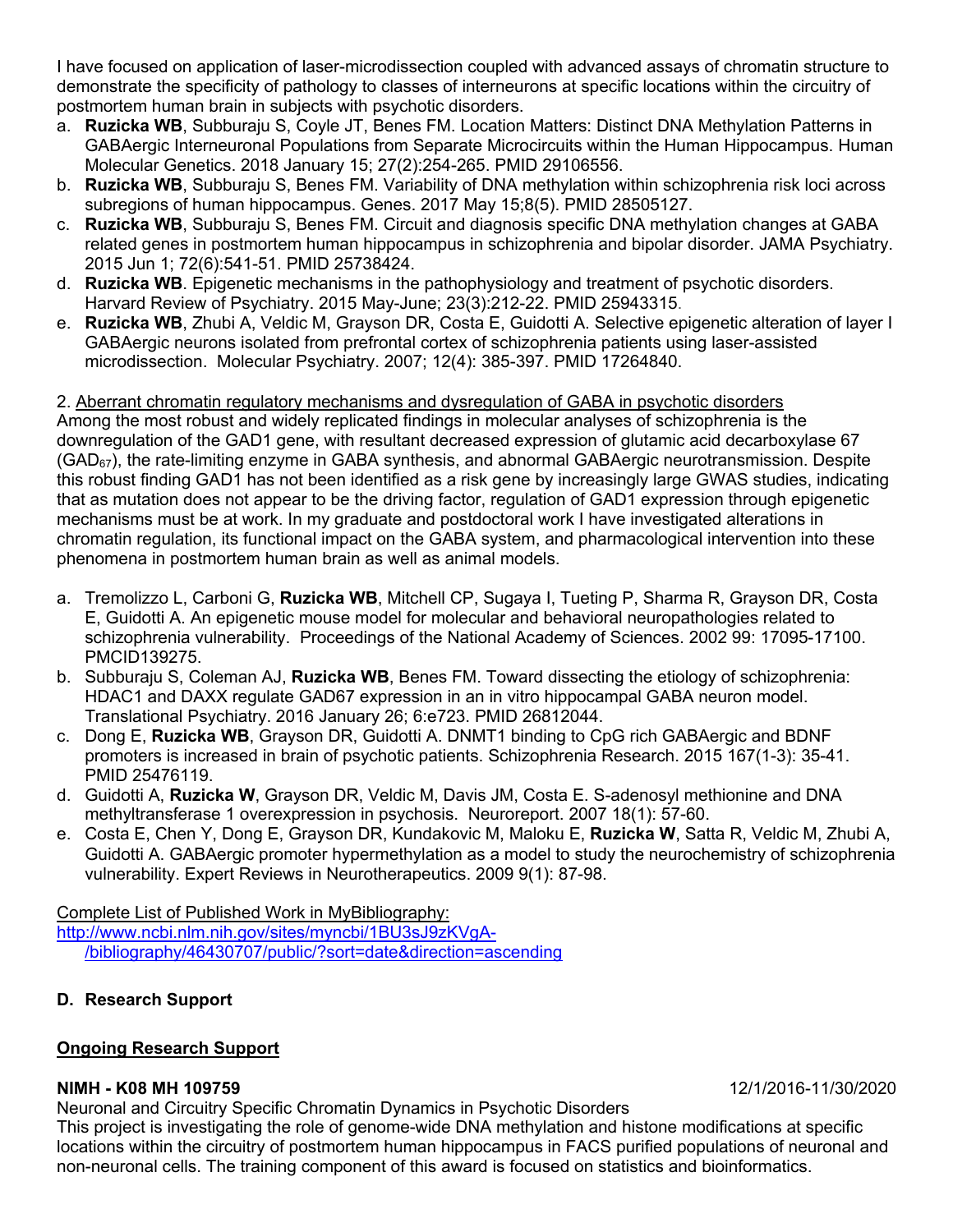I have focused on application of laser-microdissection coupled with advanced assays of chromatin structure to demonstrate the specificity of pathology to classes of interneurons at specific locations within the circuitry of postmortem human brain in subjects with psychotic disorders.

a. **Ruzicka WB**, Subburaju S, Coyle JT, Benes FM. Location Matters: Distinct DNA Methylation Patterns in GABAergic Interneuronal Populations from Separate Microcircuits within the Human Hippocampus. Human Molecular Genetics. 2018 January 15; 27(2):254-265. PMID 29106556.
b. **Ruzicka WB**, Subburaju S, Benes FM. Variability of DNA methylation within schizophrenia risk loci across subregions of human hippocampus. Genes. 2017 May 15;8(5). PMID 28505127.
c. **Ruzicka WB**, Subburaju S, Benes FM. Circuit and diagnosis specific DNA methylation changes at GABA related genes in postmortem human hippocampus in schizophrenia and bipolar disorder. JAMA Psychiatry. 2015 Jun 1; 72(6):541-51. PMID 25738424.
d. **Ruzicka WB**. Epigenetic mechanisms in the pathophysiology and treatment of psychotic disorders. Harvard Review of Psychiatry. 2015 May-June; 23(3):212-22. PMID 25943315.
e. **Ruzicka WB**, Zhubi A, Veldic M, Grayson DR, Costa E, Guidotti A. Selective epigenetic alteration of layer I GABAergic neurons isolated from prefrontal cortex of schizophrenia patients using laser-assisted microdissection. Molecular Psychiatry. 2007; 12(4): 385-397. PMID 17264840.

2. Aberrant chromatin regulatory mechanisms and dysregulation of GABA in psychotic disorders

Among the most robust and widely replicated findings in molecular analyses of schizophrenia is the downregulation of the GAD1 gene, with resultant decreased expression of glutamic acid decarboxylase 67 ($GAD_{67}$), the rate-limiting enzyme in GABA synthesis, and abnormal GABAergic neurotransmission. Despite this robust finding GAD1 has not been identified as a risk gene by increasingly large GWAS studies, indicating that as mutation does not appear to be the driving factor, regulation of GAD1 expression through epigenetic mechanisms must be at work. In my graduate and postdoctoral work I have investigated alterations in chromatin regulation, its functional impact on the GABA system, and pharmacological intervention into these phenomena in postmortem human brain as well as animal models.

a. Tremolizzo L, Carboni G, **Ruzicka WB**, Mitchell CP, Sugaya I, Tueting P, Sharma R, Grayson DR, Costa E, Guidotti A. An epigenetic mouse model for molecular and behavioral neuropathologies related to schizophrenia vulnerability. Proceedings of the National Academy of Sciences. 2002 99: 17095-17100. PMCID139275.
b. Subburaju S, Coleman AJ, **Ruzicka WB**, Benes FM. Toward dissecting the etiology of schizophrenia: HDAC1 and DAXX regulate GAD67 expression in an in vitro hippocampal GABA neuron model. Translational Psychiatry. 2016 January 26; 6:e723. PMID 26812044.
c. Dong E, **Ruzicka WB**, Grayson DR, Guidotti A. DNMT1 binding to CpG rich GABAergic and BDNF promoters is increased in brain of psychotic patients. Schizophrenia Research. 2015 167(1-3): 35-41. PMID 25476119.
d. Guidotti A, **Ruzicka W**, Grayson DR, Veldic M, Davis JM, Costa E. S-adenosyl methionine and DNA methyltransferase 1 overexpression in psychosis. Neuroreport. 2007 18(1): 57-60.
e. Costa E, Chen Y, Dong E, Grayson DR, Kundakovic M, Maloku E, **Ruzicka W**, Satta R, Veldic M, Zhubi A, Guidotti A. GABAergic promoter hypermethylation as a model to study the neurochemistry of schizophrenia vulnerability. Expert Reviews in Neurotherapeutics. 2009 9(1): 87-98.

Complete List of Published Work in MyBibliography:
http://www.ncbi.nlm.nih.gov/sites/myncbi/1BU3sJ9zKVgA-/bibliography/46430707/public/?sort=date&direction=ascending

## D. Research Support

### Ongoing Research Support

**NIMH - K08 MH 109759** 12/1/2016-11/30/2020

Neuronal and Circuitry Specific Chromatin Dynamics in Psychotic Disorders

This project is investigating the role of genome-wide DNA methylation and histone modifications at specific locations within the circuitry of postmortem human hippocampus in FACS purified populations of neuronal and non-neuronal cells. The training component of this award is focused on statistics and bioinformatics.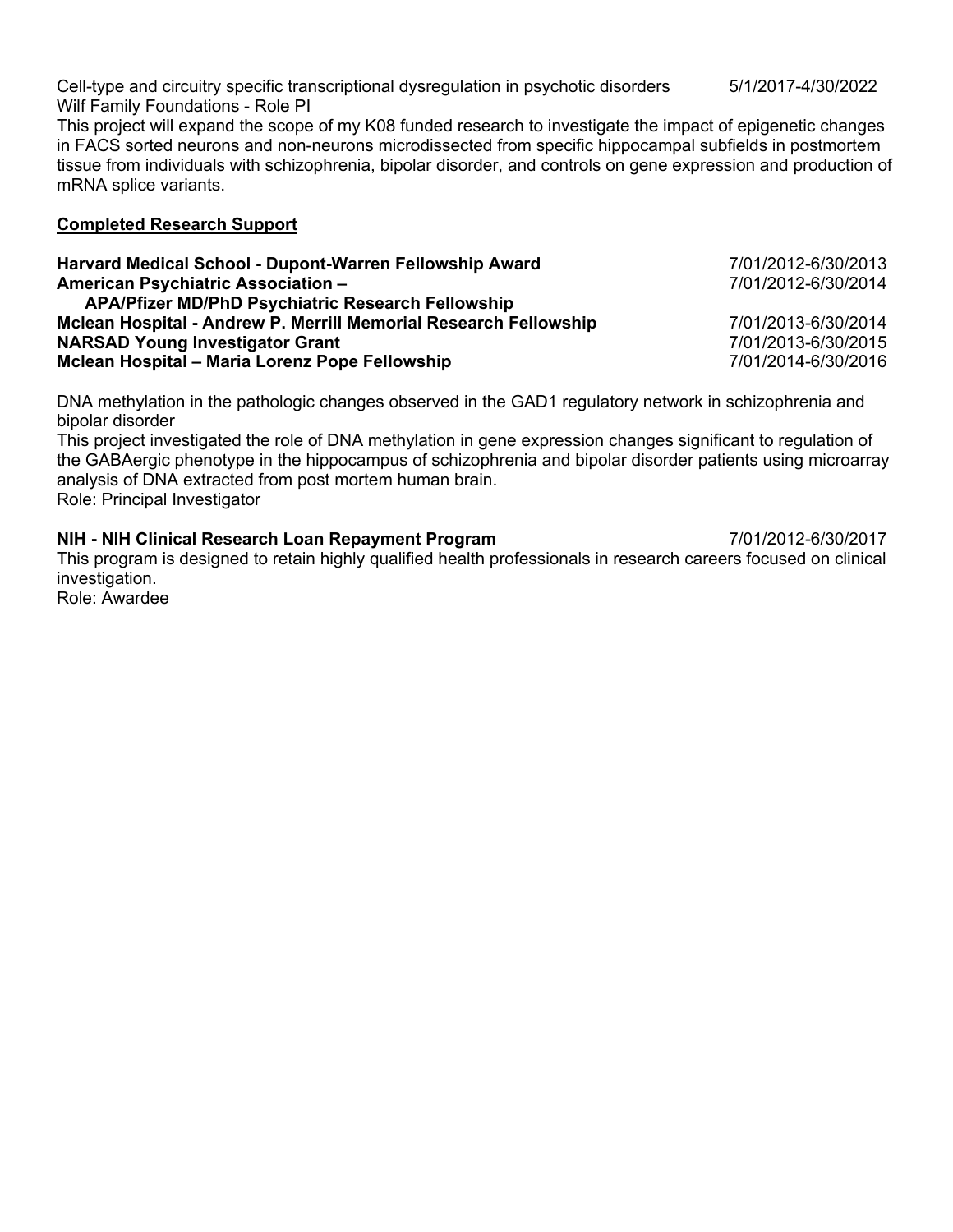Cell-type and circuitry specific transcriptional dysregulation in psychotic disorders 5/1/2017-4/30/2022
Wilf Family Foundations - Role PI
This project will expand the scope of my K08 funded research to investigate the impact of epigenetic changes in FACS sorted neurons and non-neurons microdissected from specific hippocampal subfields in postmortem tissue from individuals with schizophrenia, bipolar disorder, and controls on gene expression and production of mRNA splice variants.

**Completed Research Support**

**Harvard Medical School - Dupont-Warren Fellowship Award** 7/01/2012-6/30/2013
**American Psychiatric Association –** 7/01/2012-6/30/2014
**APA/Pfizer MD/PhD Psychiatric Research Fellowship**
**Mclean Hospital - Andrew P. Merrill Memorial Research Fellowship** 7/01/2013-6/30/2014
**NARSAD Young Investigator Grant** 7/01/2013-6/30/2015
**Mclean Hospital – Maria Lorenz Pope Fellowship** 7/01/2014-6/30/2016

DNA methylation in the pathologic changes observed in the GAD1 regulatory network in schizophrenia and bipolar disorder
This project investigated the role of DNA methylation in gene expression changes significant to regulation of the GABAergic phenotype in the hippocampus of schizophrenia and bipolar disorder patients using microarray analysis of DNA extracted from post mortem human brain.
Role: Principal Investigator

**NIH - NIH Clinical Research Loan Repayment Program** 7/01/2012-6/30/2017
This program is designed to retain highly qualified health professionals in research careers focused on clinical investigation.
Role: Awardee